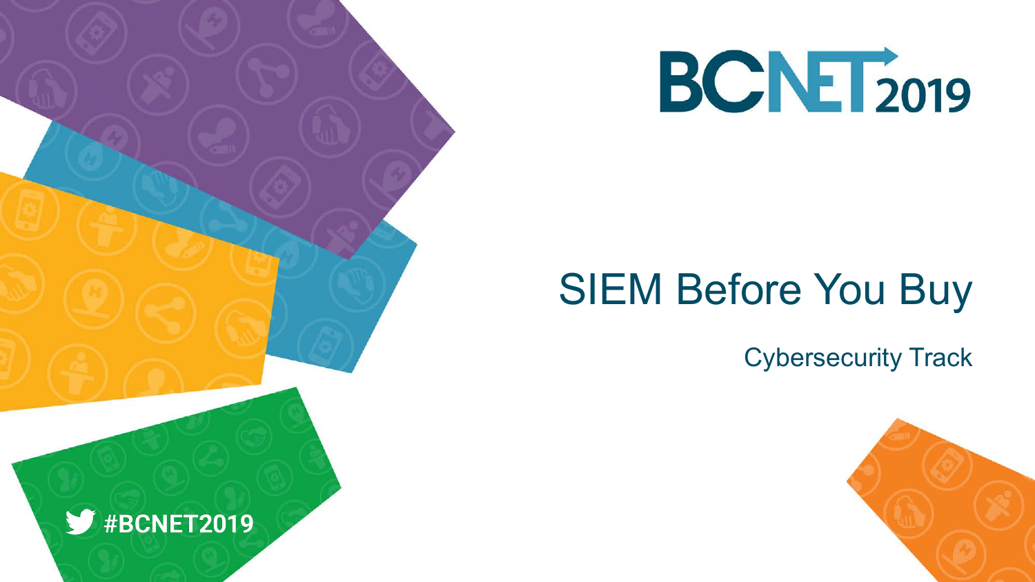BCNET2019

# SIEM Before You Buy

Cybersecurity Track

#BCNET2019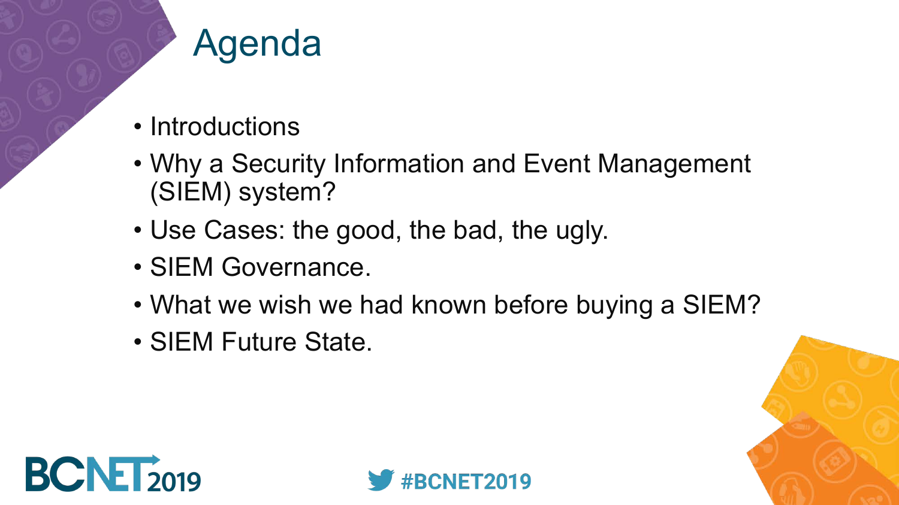# Agenda

- Introductions
- Why a Security Information and Event Management (SIEM) system?
- Use Cases: the good, the bad, the ugly.
- SIEM Governance.
- What we wish we had known before buying a SIEM?
- SIEM Future State.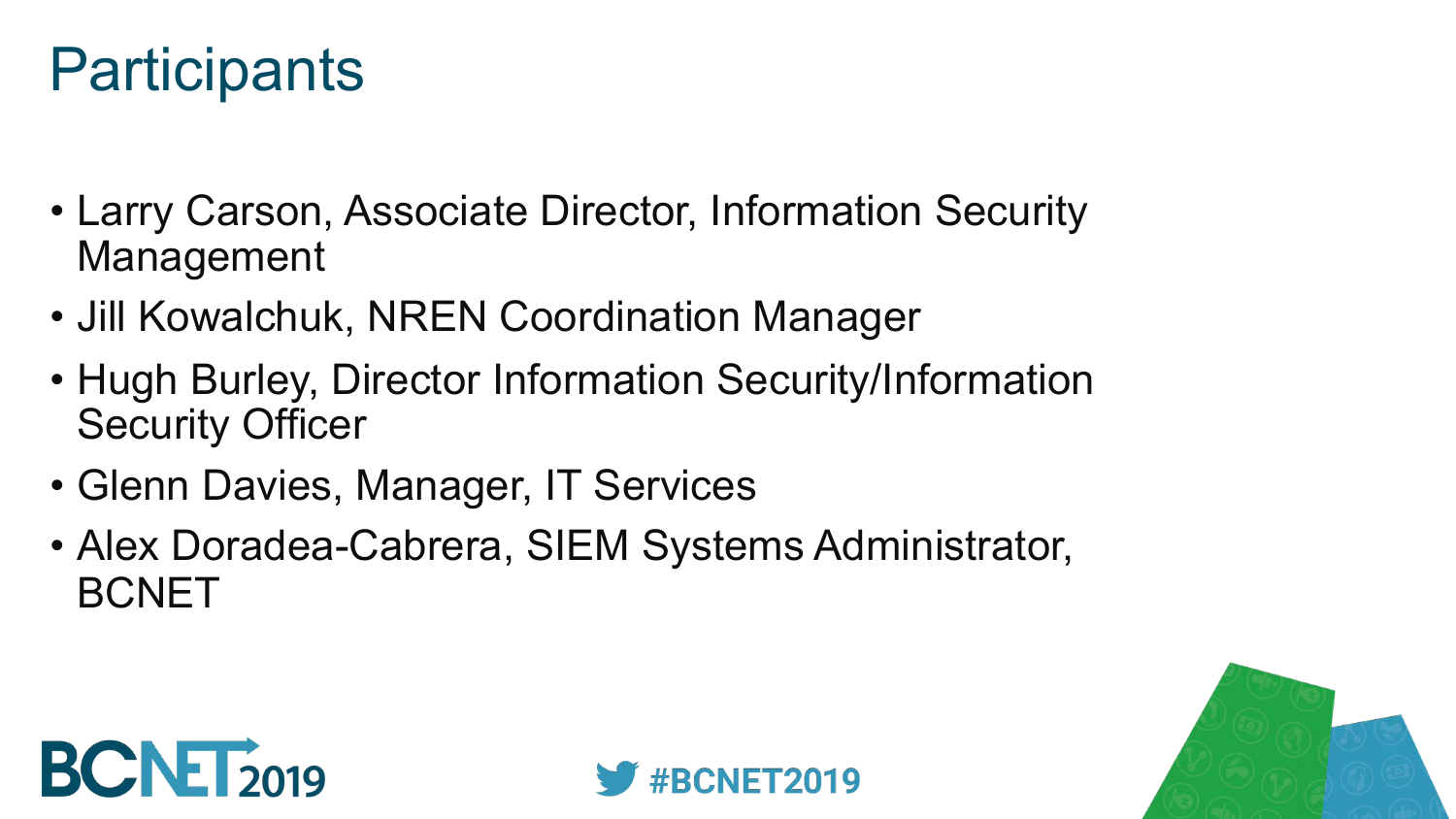# Participants

- Larry Carson, Associate Director, Information Security Management
- Jill Kowalchuk, NREN Coordination Manager
- Hugh Burley, Director Information Security/Information Security Officer
- Glenn Davies, Manager, IT Services
- Alex Doradea-Cabrera, SIEM Systems Administrator, BCNET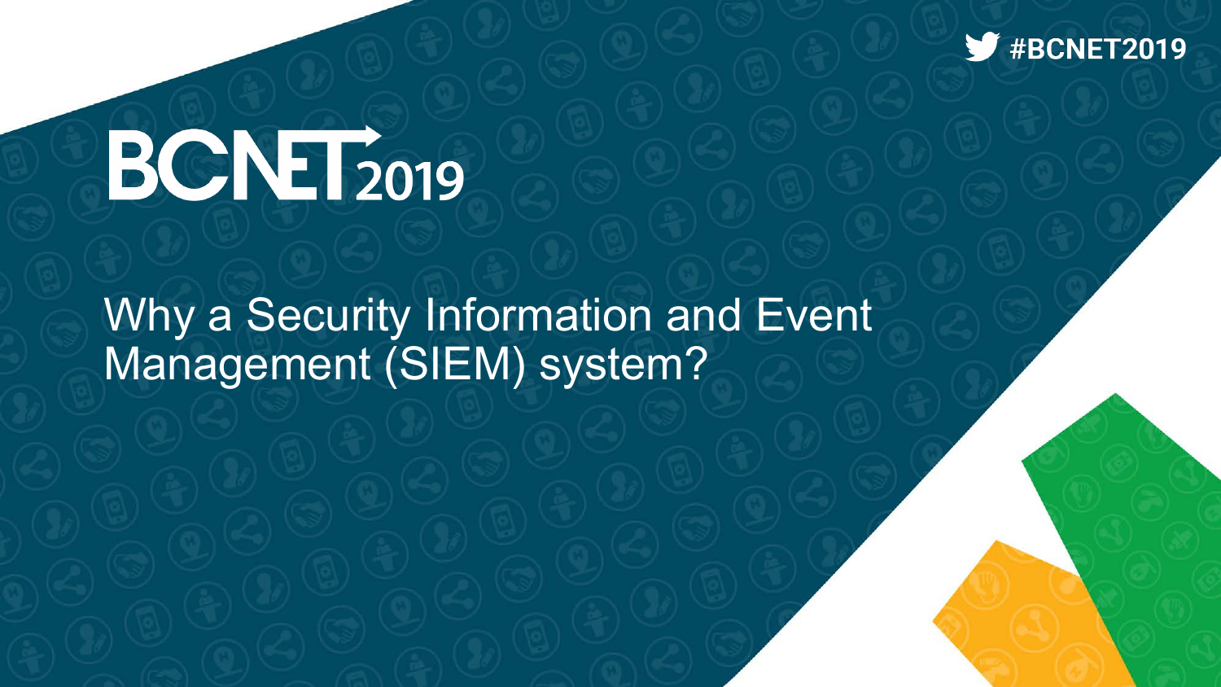# Why a Security Information and Event Management (SIEM) system?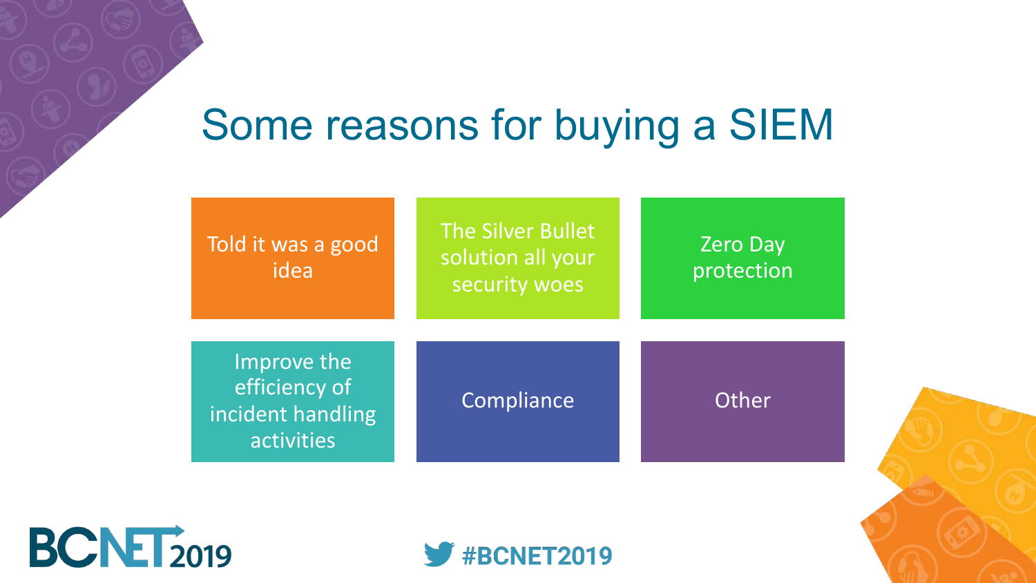# Some reasons for buying a SIEM

- Told it was a good idea
- The Silver Bullet solution all your security woes
- Zero Day protection
- Improve the efficiency of incident handling activities
- Compliance
- Other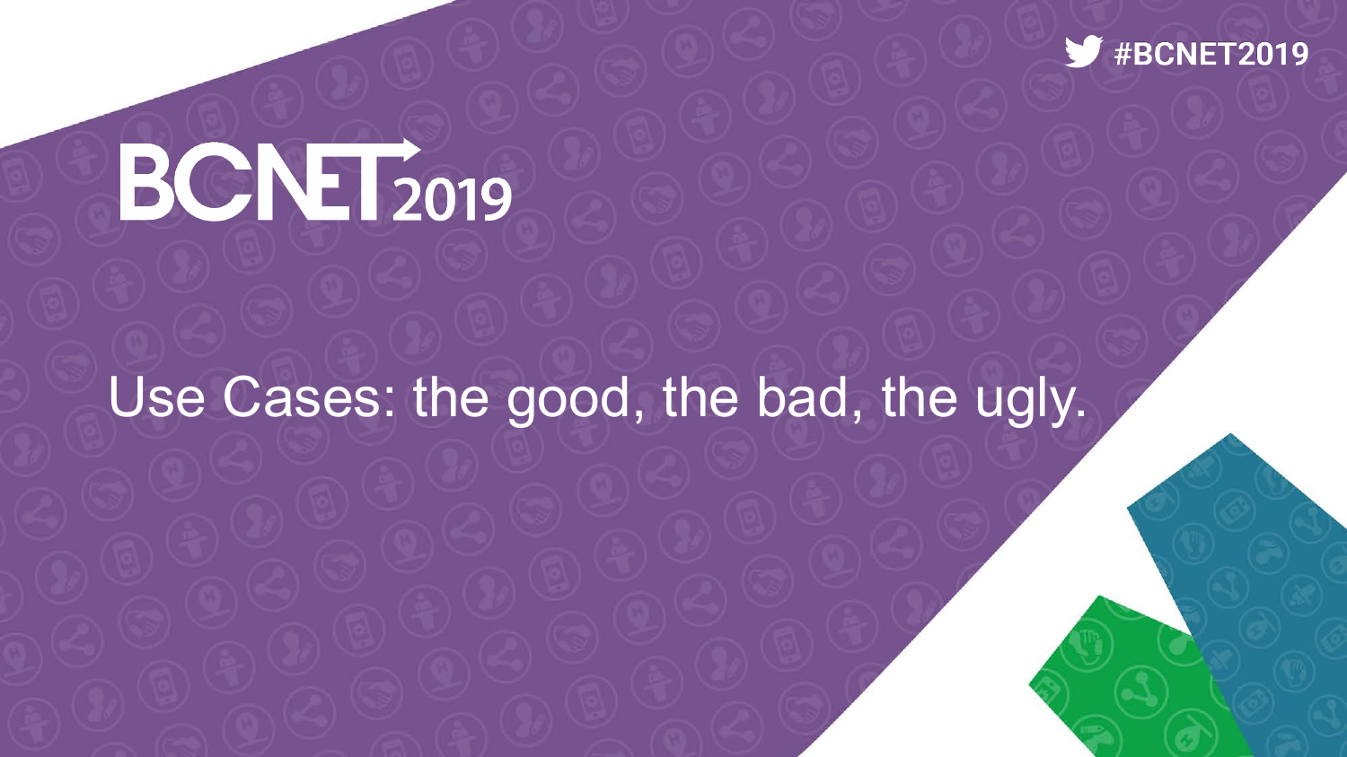# Use Cases: the good, the bad, the ugly.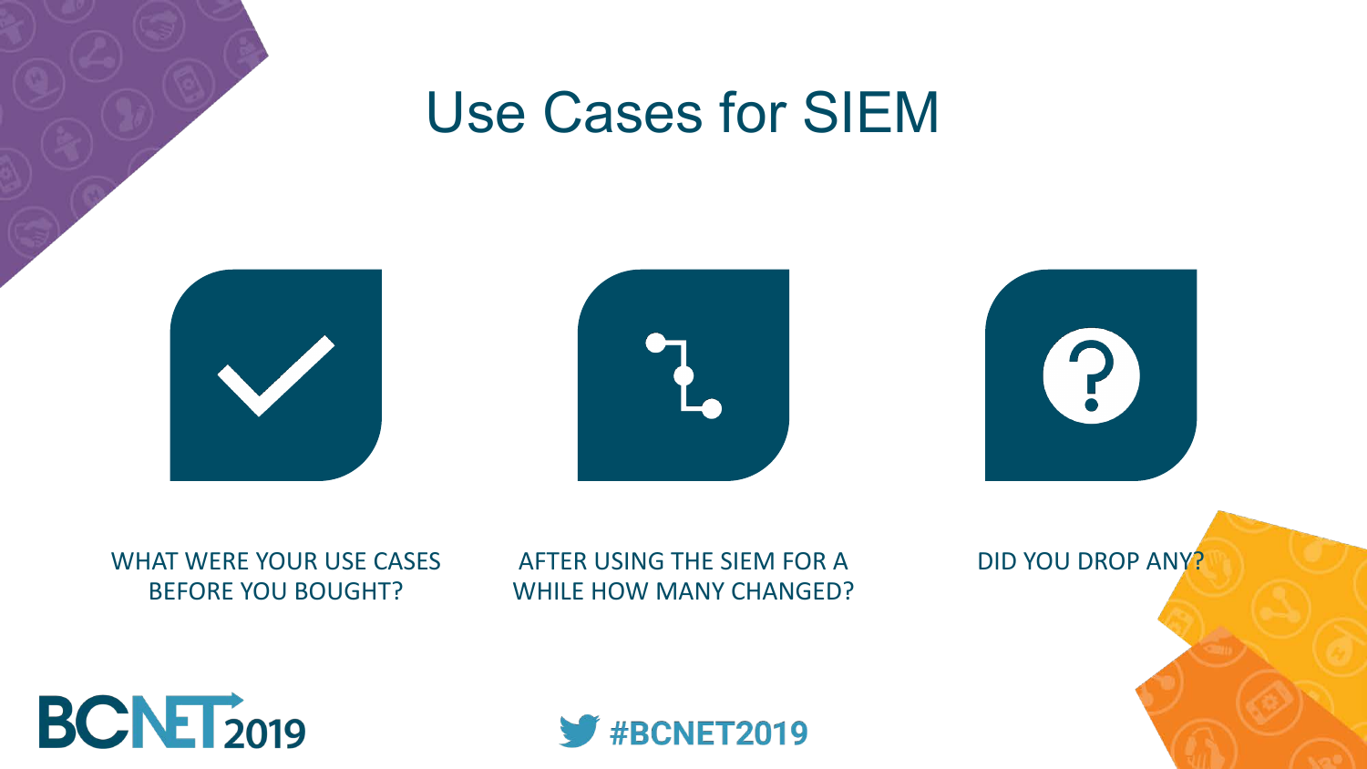# Use Cases for SIEM

WHAT WERE YOUR USE CASES BEFORE YOU BOUGHT?

AFTER USING THE SIEM FOR A WHILE HOW MANY CHANGED?

DID YOU DROP ANY?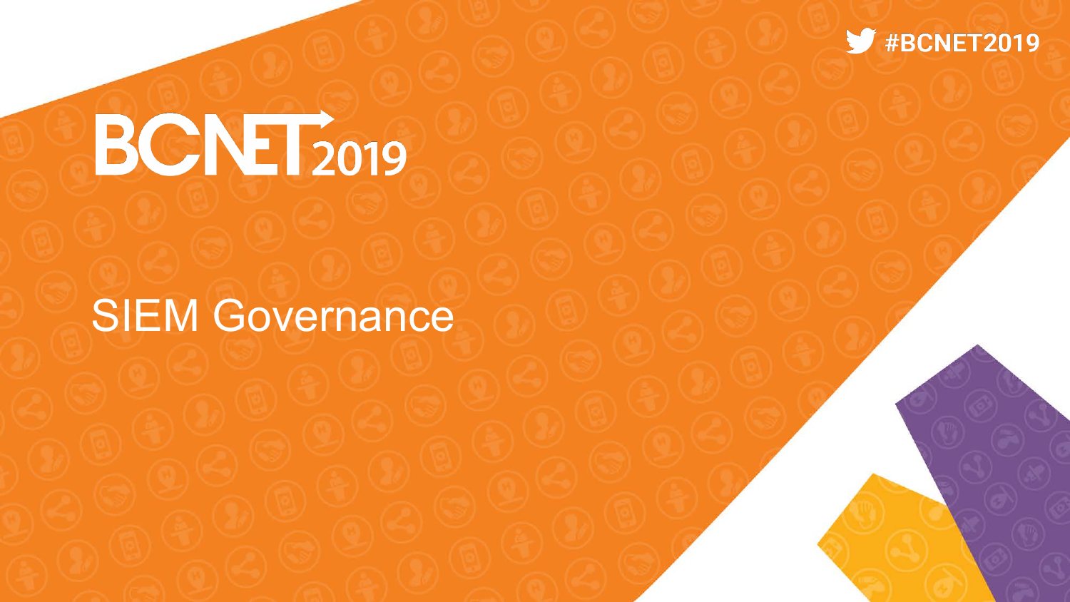# SIEM Governance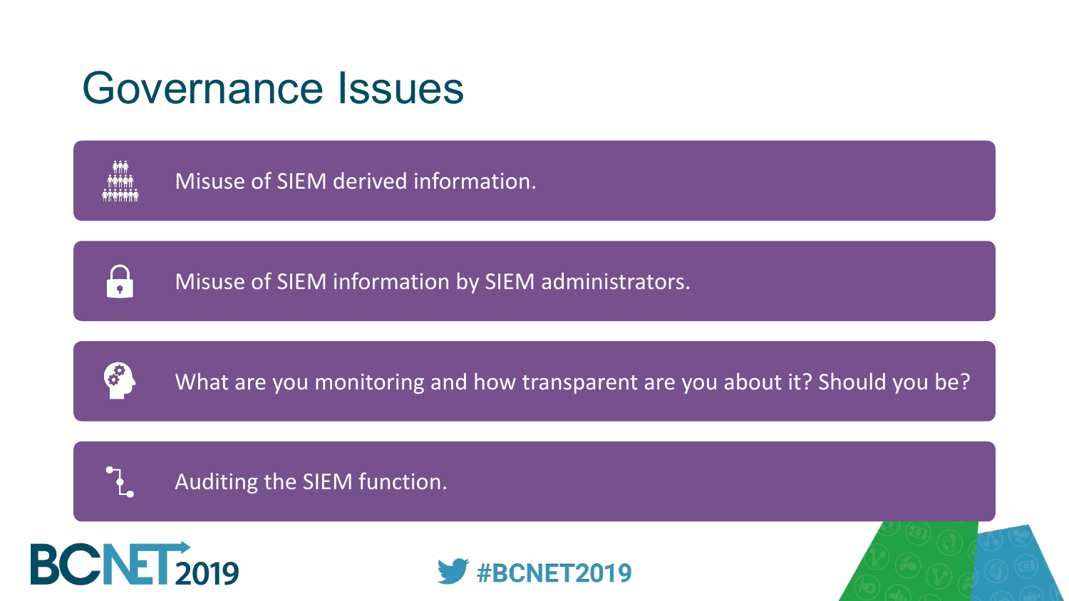# Governance Issues

- Misuse of SIEM derived information.
- Misuse of SIEM information by SIEM administrators.
- What are you monitoring and how transparent are you about it? Should you be?
- Auditing the SIEM function.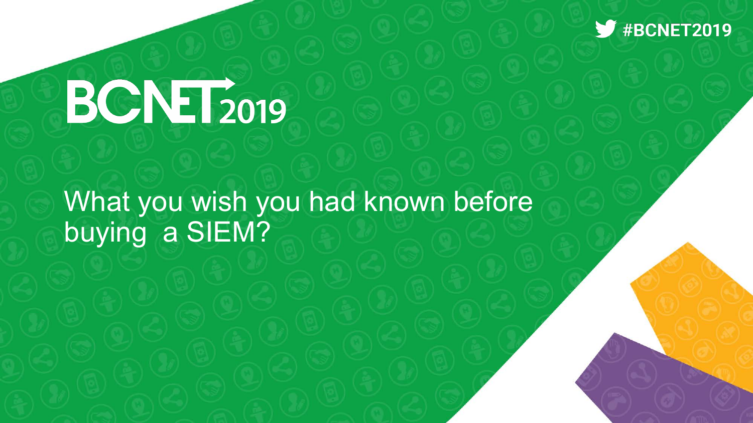# BCNET 2019

#BCNET2019

## What you wish you had known before buying a SIEM?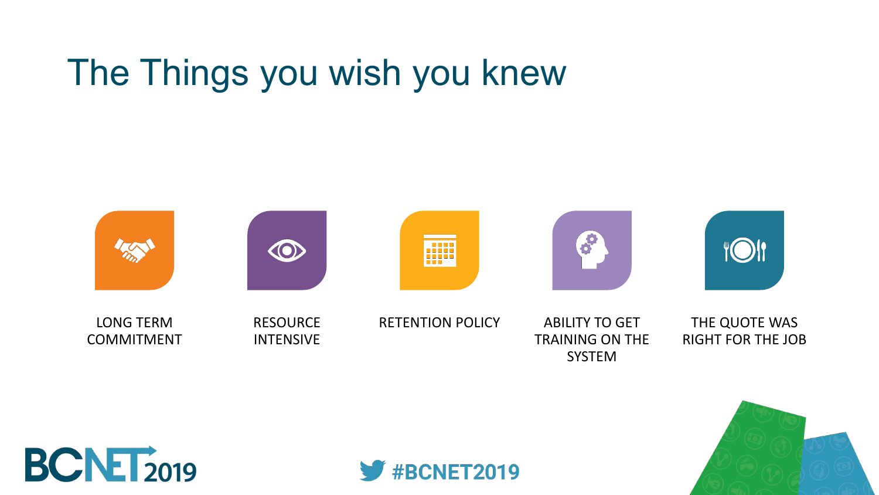# The Things you wish you knew

- LONG TERM COMMITMENT
- RESOURCE INTENSIVE
- RETENTION POLICY
- ABILITY TO GET TRAINING ON THE SYSTEM
- THE QUOTE WAS RIGHT FOR THE JOB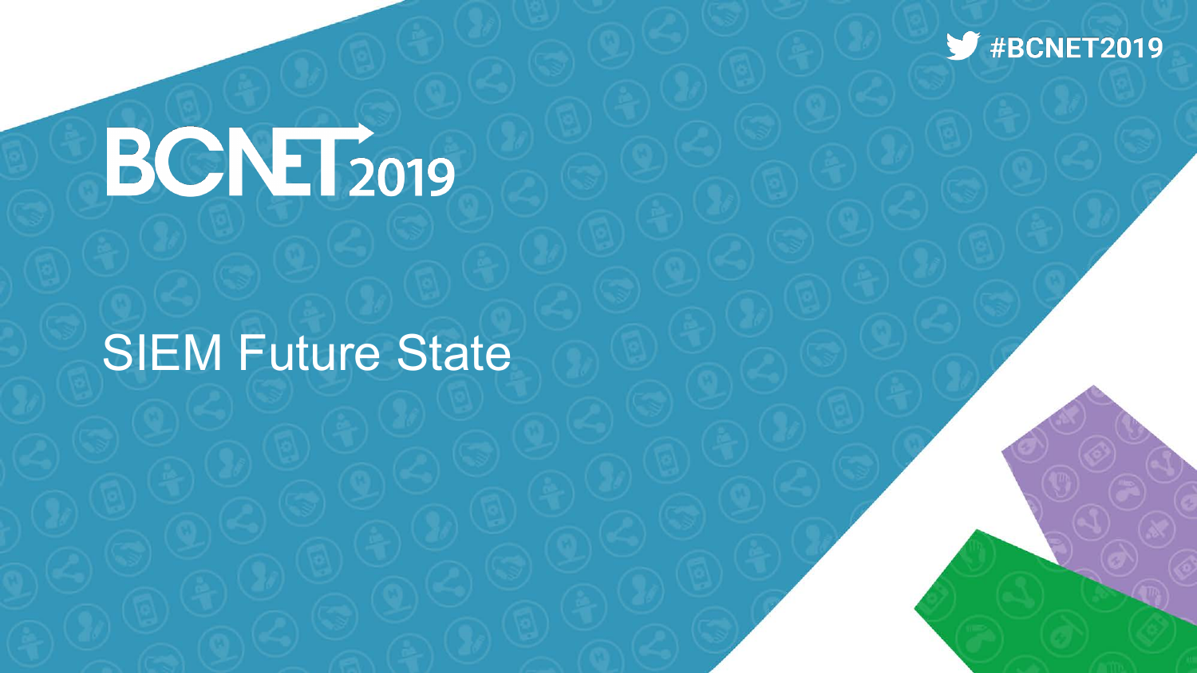# SIEM Future State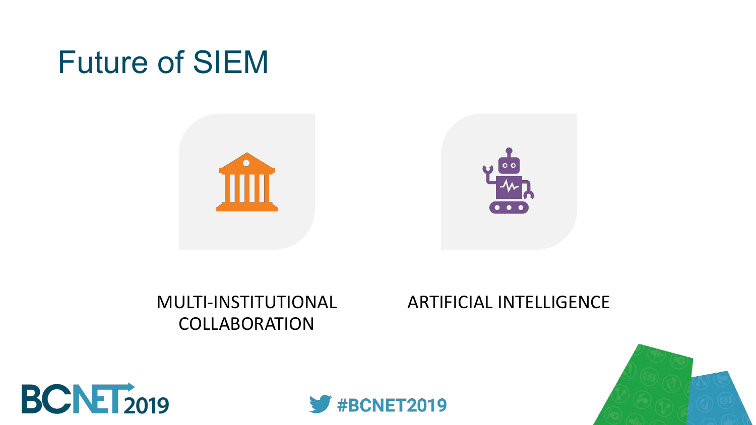# Future of SIEM

- MULTI-INSTITUTIONAL COLLABORATION
- ARTIFICIAL INTELLIGENCE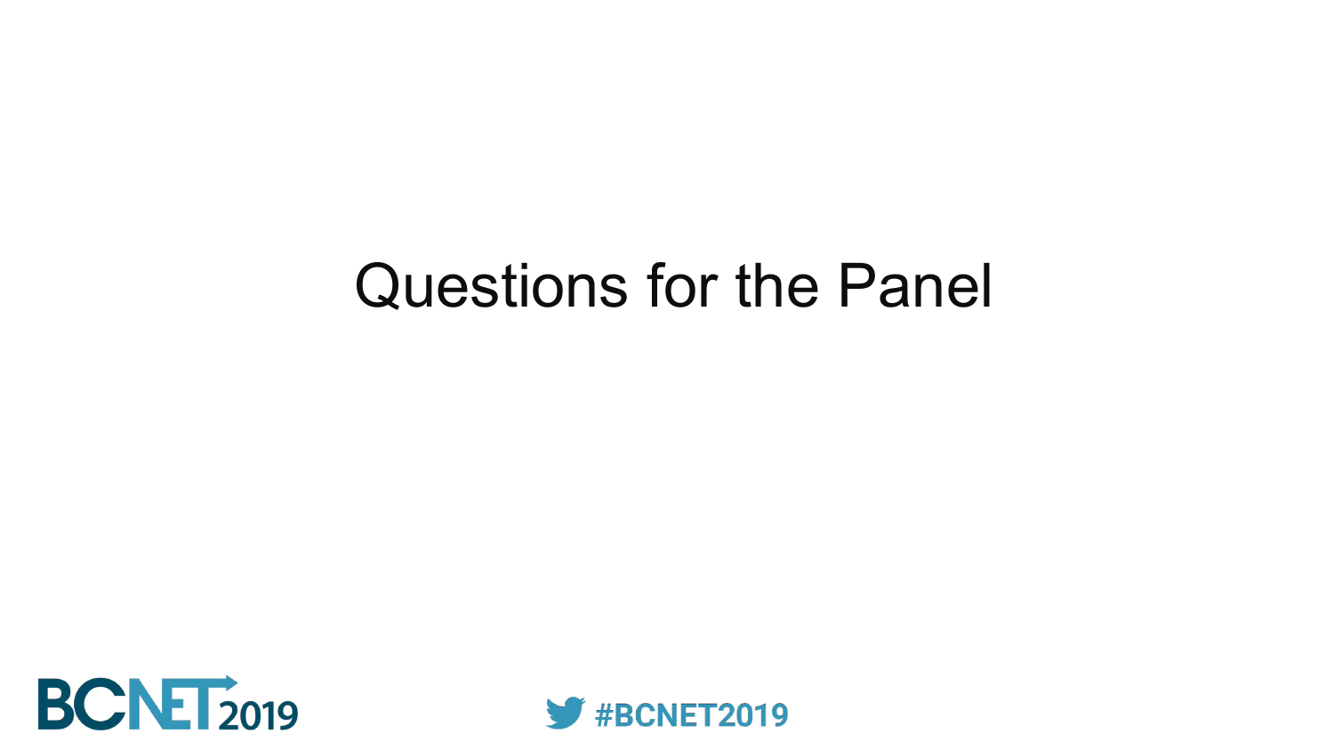# Questions for the Panel